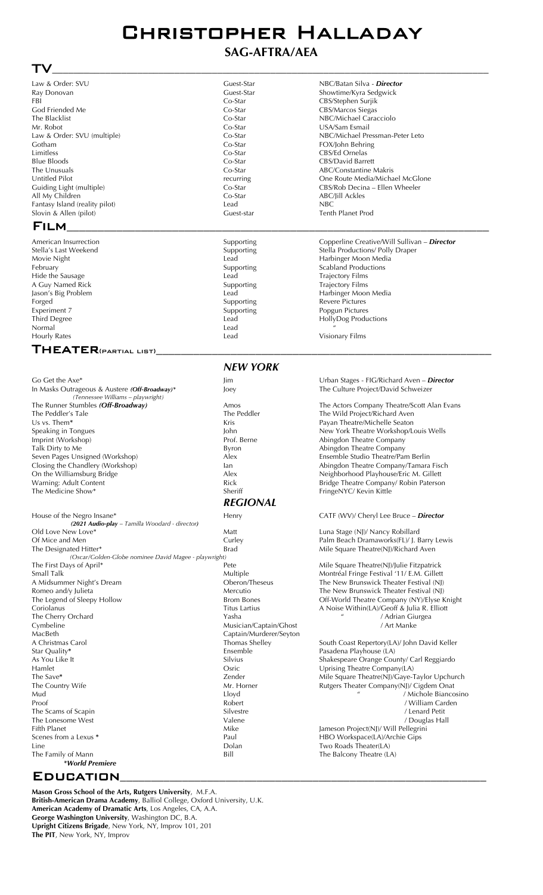# Christopher Halladay

## SAG-AFTRA/AEA

## TV

| | | |
|---|---|---|
| Law & Order: SVU | Guest-Star | NBC/Batan Silva - ***Director*** |
| Ray Donovan | Guest-Star | Showtime/Kyra Sedgwick |
| FBI | Co-Star | CBS/Stephen Surjik |
| God Friended Me | Co-Star | CBS/Marcos Siegas |
| The Blacklist | Co-Star | NBC/Michael Caracciolo |
| Mr. Robot | Co-Star | USA/Sam Esmail |
| Law & Order: SVU (multiple) | Co-Star | NBC/Michael Pressman-Peter Leto |
| Gotham | Co-Star | FOX/John Behring |
| Limitless | Co-Star | CBS/Ed Ornelas |
| Blue Bloods | Co-Star | CBS/David Barrett |
| The Unusuals | Co-Star | ABC/Constantine Makris |
| Untitled Pilot | recurring | One Route Media/Michael McGlone |
| Guiding Light (multiple) | Co-Star | CBS/Rob Decina – Ellen Wheeler |
| All My Children | Co-Star | ABC/Jill Ackles |
| Fantasy Island (reality pilot) | Lead | NBC |
| Slovin & Allen (pilot) | Guest-star | Tenth Planet Prod |

## Film

| | | |
|---|---|---|
| American Insurrection | Supporting | Copperline Creative/Will Sullivan – ***Director*** |
| Stella's Last Weekend | Supporting | Stella Productions/ Polly Draper |
| Movie Night | Lead | Harbinger Moon Media |
| February | Supporting | Scabland Productions |
| Hide the Sausage | Lead | Trajectory Films |
| A Guy Named Rick | Supporting | Trajectory Films |
| Jason's Big Problem | Lead | Harbinger Moon Media |
| Forged | Supporting | Revere Pictures |
| Experiment 7 | Supporting | Popgun Pictures |
| Third Degree | Lead | HollyDog Productions |
| Normal | Lead | " |
| Hourly Rates | Lead | Visionary Films |

## Theater (partial list)

### *NEW YORK*

| | | |
|---|---|---|
| Go Get the Axe* | Jim | Urban Stages - FIG/Richard Aven – ***Director*** |
| In Masks Outrageous & Austere ***(Off-Broadway)**** *(Tennessee Williams – playwright)* | Joey | The Culture Project/David Schweizer |
| The Runner Stumbles ***(Off-Broadway)*** | Amos | The Actors Company Theatre/Scott Alan Evans |
| The Peddler's Tale | The Peddler | The Wild Project/Richard Aven |
| Us vs. Them* | Kris | Payan Theatre/Michelle Seaton |
| Speaking in Tongues | John | New York Theatre Workshop/Louis Wells |
| Imprint (Workshop) | Prof. Berne | Abingdon Theatre Company |
| Talk Dirty to Me | Byron | Abingdon Theatre Company |
| Seven Pages Unsigned (Workshop) | Alex | Ensemble Studio Theatre/Pam Berlin |
| Closing the Chandlery (Workshop) | Ian | Abingdon Theatre Company/Tamara Fisch |
| On the Williamsburg Bridge | Alex | Neighborhood Playhouse/Eric M. Gillett |
| Warning: Adult Content | Rick | Bridge Theatre Company/ Robin Paterson |
| The Medicine Show* | Sheriff | FringeNYC/ Kevin Kittle |

### *REGIONAL*

| | | |
|---|---|---|
| House of the Negro Insane* ***(2021 Audio-play** – Tamilla Woodard - director)* | Henry | CATF (WV)/ Cheryl Lee Bruce – ***Director*** |
| Old Love New Love* | Matt | Luna Stage (NJ)/ Nancy Robillard |
| Of Mice and Men | Curley | Palm Beach Dramaworks(FL)/ J. Barry Lewis |
| The Designated Hitter* *(Oscar/Golden-Globe nominee David Magee - playwright)* | Brad | Mile Square Theatre(NJ)/Richard Aven |
| The First Days of April* | Pete | Mile Square Theatre(NJ)/Julie Fitzpatrick |
| Small Talk | Multiple | Montréal Fringe Festival '11/ E.M. Gillett |
| A Midsummer Night's Dream | Oberon/Theseus | The New Brunswick Theater Festival (NJ) |
| Romeo and/y Julieta | Mercutio | The New Brunswick Theater Festival (NJ) |
| The Legend of Sleepy Hollow | Brom Bones | Off-World Theatre Company (NY)/Elyse Knight |
| Coriolanus | Titus Lartius | A Noise Within(LA)/Geoff & Julia R. Elliott |
| The Cherry Orchard | Yasha | " / Adrian Giurgea |
| Cymbeline | Musician/Captain/Ghost | / Art Manke |
| MacBeth | Captain/Murderer/Seyton | |
| A Christmas Carol | Thomas Shelley | South Coast Repertory(LA)/ John David Keller |
| Star Quality* | Ensemble | Pasadena Playhouse (LA) |
| As You Like It | Silvius | Shakespeare Orange County/ Carl Reggiardo |
| Hamlet | Osric | Uprising Theatre Company(LA) |
| The Save* | Zender | Mile Square Theatre(NJ)/Gaye-Taylor Upchurch |
| The Country Wife | Mr. Horner | Rutgers Theater Company(NJ)/ Cigdem Onat |
| Mud | Lloyd | " / Michole Biancosino |
| Proof | Robert | / William Carden |
| The Scams of Scapin | Silvestre | / Lenard Petit |
| The Lonesome West | Valene | / Douglas Hall |
| Fifth Planet | Mike | Jameson Project(NJ)/ Will Pellegrini |
| Scenes from a Lexus * | Paul | HBO Workspace(LA)/Archie Gips |
| Line | Dolan | Two Roads Theater(LA) |
| The Family of Mann | Bill | The Balcony Theatre (LA) |

****World Premiere***

## Education

**Mason Gross School of the Arts, Rutgers University**, M.F.A.
**British-American Drama Academy**, Balliol College, Oxford University, U.K.
**American Academy of Dramatic Arts**, Los Angeles, CA, A.A.
**George Washington University**, Washington DC, B.A.
**Upright Citizens Brigade**, New York, NY, Improv 101, 201
**The PIT**, New York, NY, Improv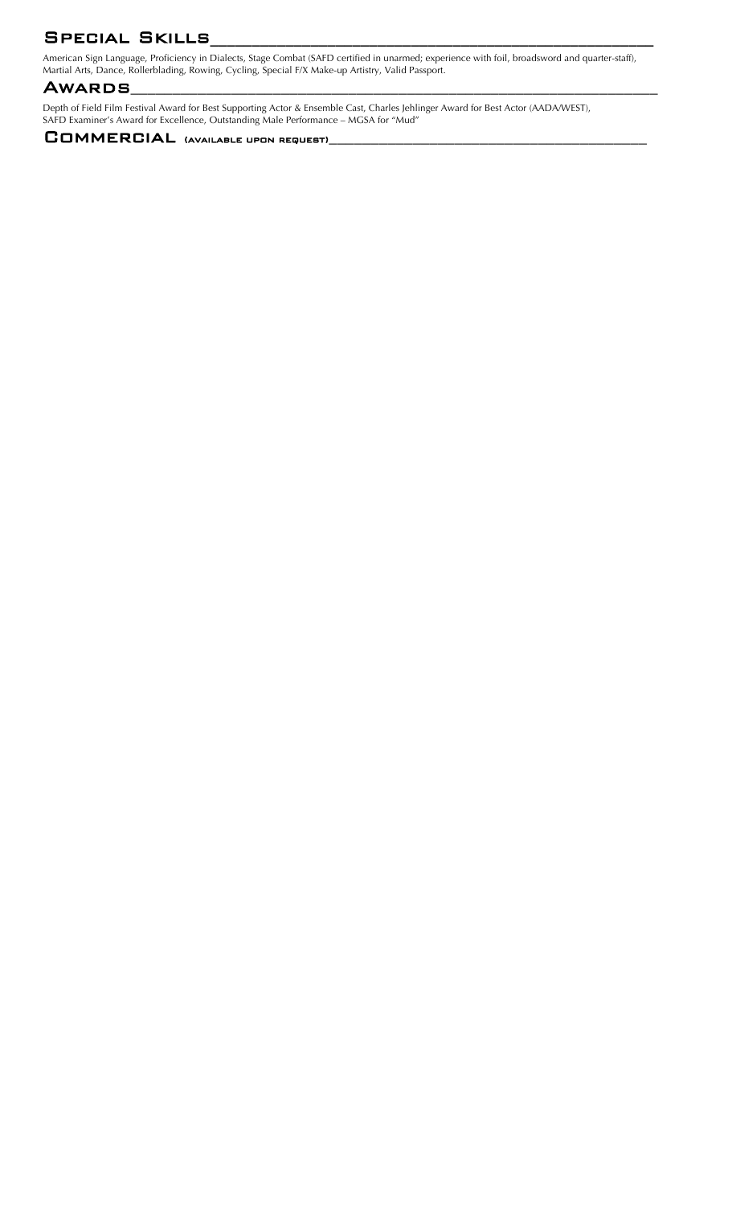## Special Skills

American Sign Language, Proficiency in Dialects, Stage Combat (SAFD certified in unarmed; experience with foil, broadsword and quarter-staff), Martial Arts, Dance, Rollerblading, Rowing, Cycling, Special F/X Make-up Artistry, Valid Passport.

## Awards

Depth of Field Film Festival Award for Best Supporting Actor & Ensemble Cast, Charles Jehlinger Award for Best Actor (AADA/WEST), SAFD Examiner's Award for Excellence, Outstanding Male Performance – MGSA for "Mud"

## Commercial (available upon request)